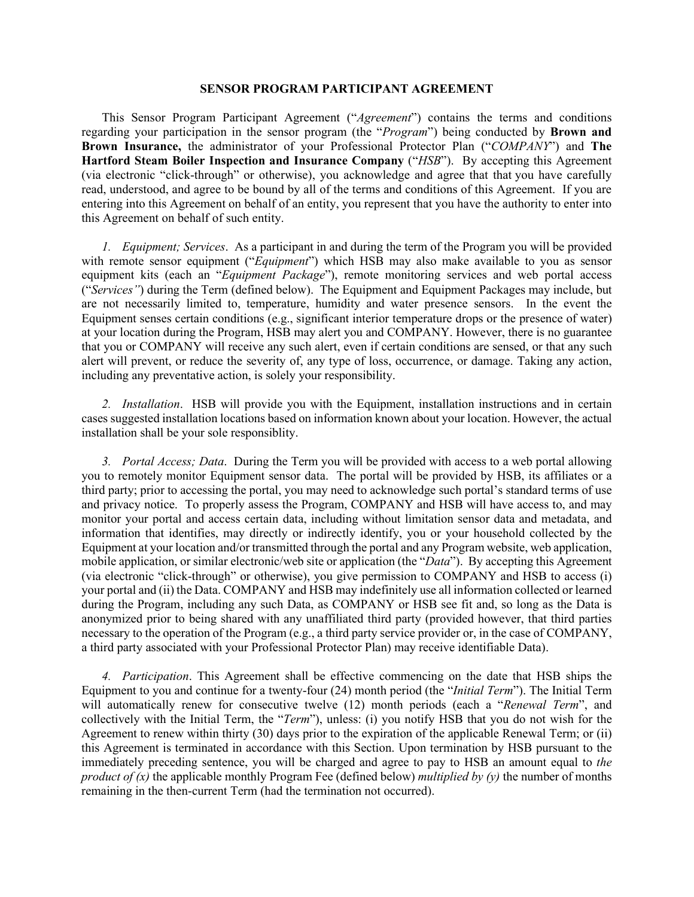# SENSOR PROGRAM PARTICIPANT AGREEMENT

This Sensor Program Participant Agreement ("*Agreement*") contains the terms and conditions regarding your participation in the sensor program (the "*Program*") being conducted by **Brown and Brown Insurance,** the administrator of your Professional Protector Plan ("*COMPANY*") and **The Hartford Steam Boiler Inspection and Insurance Company** ("*HSB*"). By accepting this Agreement (via electronic "click-through" or otherwise), you acknowledge and agree that that you have carefully read, understood, and agree to be bound by all of the terms and conditions of this Agreement. If you are entering into this Agreement on behalf of an entity, you represent that you have the authority to enter into this Agreement on behalf of such entity.

*1. Equipment; Services*. As a participant in and during the term of the Program you will be provided with remote sensor equipment ("*Equipment*") which HSB may also make available to you as sensor equipment kits (each an "*Equipment Package*"), remote monitoring services and web portal access ("*Services"*) during the Term (defined below). The Equipment and Equipment Packages may include, but are not necessarily limited to, temperature, humidity and water presence sensors. In the event the Equipment senses certain conditions (e.g., significant interior temperature drops or the presence of water) at your location during the Program, HSB may alert you and COMPANY. However, there is no guarantee that you or COMPANY will receive any such alert, even if certain conditions are sensed, or that any such alert will prevent, or reduce the severity of, any type of loss, occurrence, or damage. Taking any action, including any preventative action, is solely your responsibility.

*2. Installation*. HSB will provide you with the Equipment, installation instructions and in certain cases suggested installation locations based on information known about your location. However, the actual installation shall be your sole responsiblity.

*3. Portal Access; Data*. During the Term you will be provided with access to a web portal allowing you to remotely monitor Equipment sensor data. The portal will be provided by HSB, its affiliates or a third party; prior to accessing the portal, you may need to acknowledge such portal's standard terms of use and privacy notice. To properly assess the Program, COMPANY and HSB will have access to, and may monitor your portal and access certain data, including without limitation sensor data and metadata, and information that identifies, may directly or indirectly identify, you or your household collected by the Equipment at your location and/or transmitted through the portal and any Program website, web application, mobile application, or similar electronic/web site or application (the "*Data*"). By accepting this Agreement (via electronic "click-through" or otherwise), you give permission to COMPANY and HSB to access (i) your portal and (ii) the Data. COMPANY and HSB may indefinitely use all information collected or learned during the Program, including any such Data, as COMPANY or HSB see fit and, so long as the Data is anonymized prior to being shared with any unaffiliated third party (provided however, that third parties necessary to the operation of the Program (e.g., a third party service provider or, in the case of COMPANY, a third party associated with your Professional Protector Plan) may receive identifiable Data).

*4. Participation*. This Agreement shall be effective commencing on the date that HSB ships the Equipment to you and continue for a twenty-four (24) month period (the "*Initial Term*"). The Initial Term will automatically renew for consecutive twelve (12) month periods (each a "*Renewal Term*", and collectively with the Initial Term, the "*Term*"), unless: (i) you notify HSB that you do not wish for the Agreement to renew within thirty (30) days prior to the expiration of the applicable Renewal Term; or (ii) this Agreement is terminated in accordance with this Section. Upon termination by HSB pursuant to the immediately preceding sentence, you will be charged and agree to pay to HSB an amount equal to *the product of (x)* the applicable monthly Program Fee (defined below) *multiplied by (y)* the number of months remaining in the then-current Term (had the termination not occurred).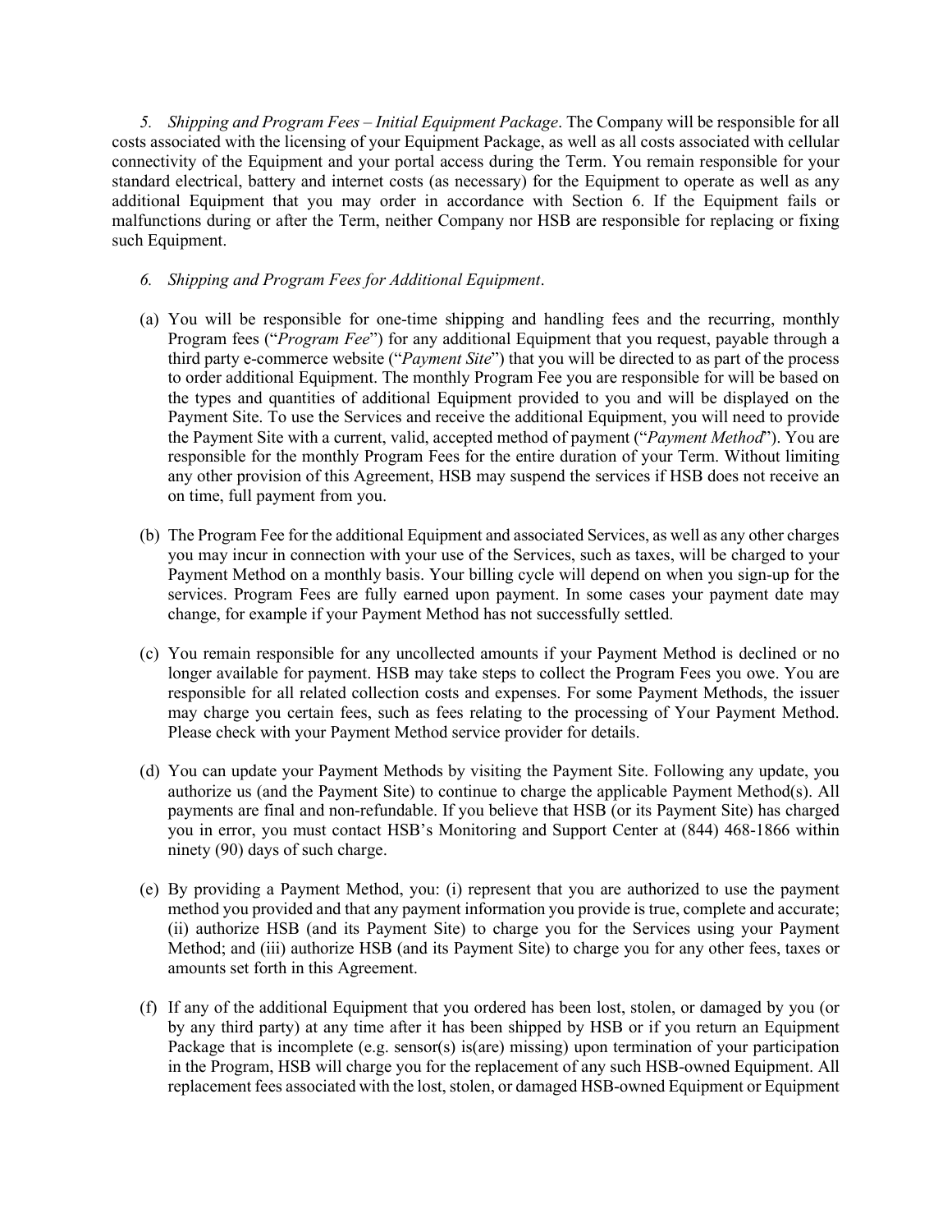*5. Shipping and Program Fees – Initial Equipment Package*. The Company will be responsible for all costs associated with the licensing of your Equipment Package, as well as all costs associated with cellular connectivity of the Equipment and your portal access during the Term. You remain responsible for your standard electrical, battery and internet costs (as necessary) for the Equipment to operate as well as any additional Equipment that you may order in accordance with Section 6. If the Equipment fails or malfunctions during or after the Term, neither Company nor HSB are responsible for replacing or fixing such Equipment.

*6. Shipping and Program Fees for Additional Equipment*.

(a) You will be responsible for one-time shipping and handling fees and the recurring, monthly Program fees ("*Program Fee*") for any additional Equipment that you request, payable through a third party e-commerce website ("*Payment Site*") that you will be directed to as part of the process to order additional Equipment. The monthly Program Fee you are responsible for will be based on the types and quantities of additional Equipment provided to you and will be displayed on the Payment Site. To use the Services and receive the additional Equipment, you will need to provide the Payment Site with a current, valid, accepted method of payment ("*Payment Method*"). You are responsible for the monthly Program Fees for the entire duration of your Term. Without limiting any other provision of this Agreement, HSB may suspend the services if HSB does not receive an on time, full payment from you.

(b) The Program Fee for the additional Equipment and associated Services, as well as any other charges you may incur in connection with your use of the Services, such as taxes, will be charged to your Payment Method on a monthly basis. Your billing cycle will depend on when you sign-up for the services. Program Fees are fully earned upon payment. In some cases your payment date may change, for example if your Payment Method has not successfully settled.

(c) You remain responsible for any uncollected amounts if your Payment Method is declined or no longer available for payment. HSB may take steps to collect the Program Fees you owe. You are responsible for all related collection costs and expenses. For some Payment Methods, the issuer may charge you certain fees, such as fees relating to the processing of Your Payment Method. Please check with your Payment Method service provider for details.

(d) You can update your Payment Methods by visiting the Payment Site. Following any update, you authorize us (and the Payment Site) to continue to charge the applicable Payment Method(s). All payments are final and non-refundable. If you believe that HSB (or its Payment Site) has charged you in error, you must contact HSB's Monitoring and Support Center at (844) 468-1866 within ninety (90) days of such charge.

(e) By providing a Payment Method, you: (i) represent that you are authorized to use the payment method you provided and that any payment information you provide is true, complete and accurate; (ii) authorize HSB (and its Payment Site) to charge you for the Services using your Payment Method; and (iii) authorize HSB (and its Payment Site) to charge you for any other fees, taxes or amounts set forth in this Agreement.

(f) If any of the additional Equipment that you ordered has been lost, stolen, or damaged by you (or by any third party) at any time after it has been shipped by HSB or if you return an Equipment Package that is incomplete (e.g. sensor(s) is(are) missing) upon termination of your participation in the Program, HSB will charge you for the replacement of any such HSB-owned Equipment. All replacement fees associated with the lost, stolen, or damaged HSB-owned Equipment or Equipment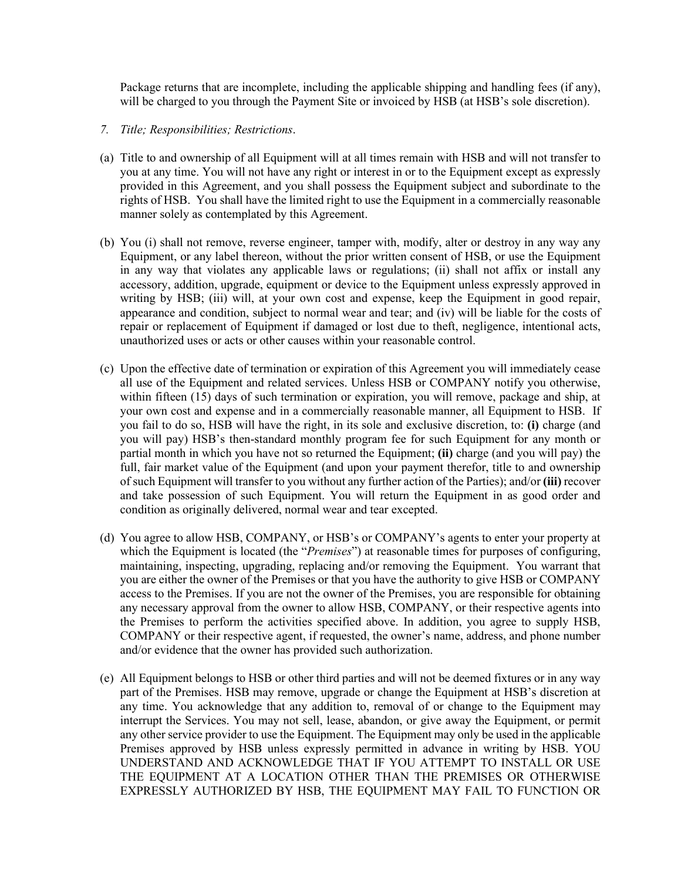Package returns that are incomplete, including the applicable shipping and handling fees (if any), will be charged to you through the Payment Site or invoiced by HSB (at HSB's sole discretion).

7. *Title; Responsibilities; Restrictions*.

(a) Title to and ownership of all Equipment will at all times remain with HSB and will not transfer to you at any time. You will not have any right or interest in or to the Equipment except as expressly provided in this Agreement, and you shall possess the Equipment subject and subordinate to the rights of HSB. You shall have the limited right to use the Equipment in a commercially reasonable manner solely as contemplated by this Agreement.

(b) You (i) shall not remove, reverse engineer, tamper with, modify, alter or destroy in any way any Equipment, or any label thereon, without the prior written consent of HSB, or use the Equipment in any way that violates any applicable laws or regulations; (ii) shall not affix or install any accessory, addition, upgrade, equipment or device to the Equipment unless expressly approved in writing by HSB; (iii) will, at your own cost and expense, keep the Equipment in good repair, appearance and condition, subject to normal wear and tear; and (iv) will be liable for the costs of repair or replacement of Equipment if damaged or lost due to theft, negligence, intentional acts, unauthorized uses or acts or other causes within your reasonable control.

(c) Upon the effective date of termination or expiration of this Agreement you will immediately cease all use of the Equipment and related services. Unless HSB or COMPANY notify you otherwise, within fifteen (15) days of such termination or expiration, you will remove, package and ship, at your own cost and expense and in a commercially reasonable manner, all Equipment to HSB. If you fail to do so, HSB will have the right, in its sole and exclusive discretion, to: **(i)** charge (and you will pay) HSB's then-standard monthly program fee for such Equipment for any month or partial month in which you have not so returned the Equipment; **(ii)** charge (and you will pay) the full, fair market value of the Equipment (and upon your payment therefor, title to and ownership of such Equipment will transfer to you without any further action of the Parties); and/or **(iii)** recover and take possession of such Equipment. You will return the Equipment in as good order and condition as originally delivered, normal wear and tear excepted.

(d) You agree to allow HSB, COMPANY, or HSB's or COMPANY's agents to enter your property at which the Equipment is located (the "*Premises*") at reasonable times for purposes of configuring, maintaining, inspecting, upgrading, replacing and/or removing the Equipment. You warrant that you are either the owner of the Premises or that you have the authority to give HSB or COMPANY access to the Premises. If you are not the owner of the Premises, you are responsible for obtaining any necessary approval from the owner to allow HSB, COMPANY, or their respective agents into the Premises to perform the activities specified above. In addition, you agree to supply HSB, COMPANY or their respective agent, if requested, the owner's name, address, and phone number and/or evidence that the owner has provided such authorization.

(e) All Equipment belongs to HSB or other third parties and will not be deemed fixtures or in any way part of the Premises. HSB may remove, upgrade or change the Equipment at HSB's discretion at any time. You acknowledge that any addition to, removal of or change to the Equipment may interrupt the Services. You may not sell, lease, abandon, or give away the Equipment, or permit any other service provider to use the Equipment. The Equipment may only be used in the applicable Premises approved by HSB unless expressly permitted in advance in writing by HSB. YOU UNDERSTAND AND ACKNOWLEDGE THAT IF YOU ATTEMPT TO INSTALL OR USE THE EQUIPMENT AT A LOCATION OTHER THAN THE PREMISES OR OTHERWISE EXPRESSLY AUTHORIZED BY HSB, THE EQUIPMENT MAY FAIL TO FUNCTION OR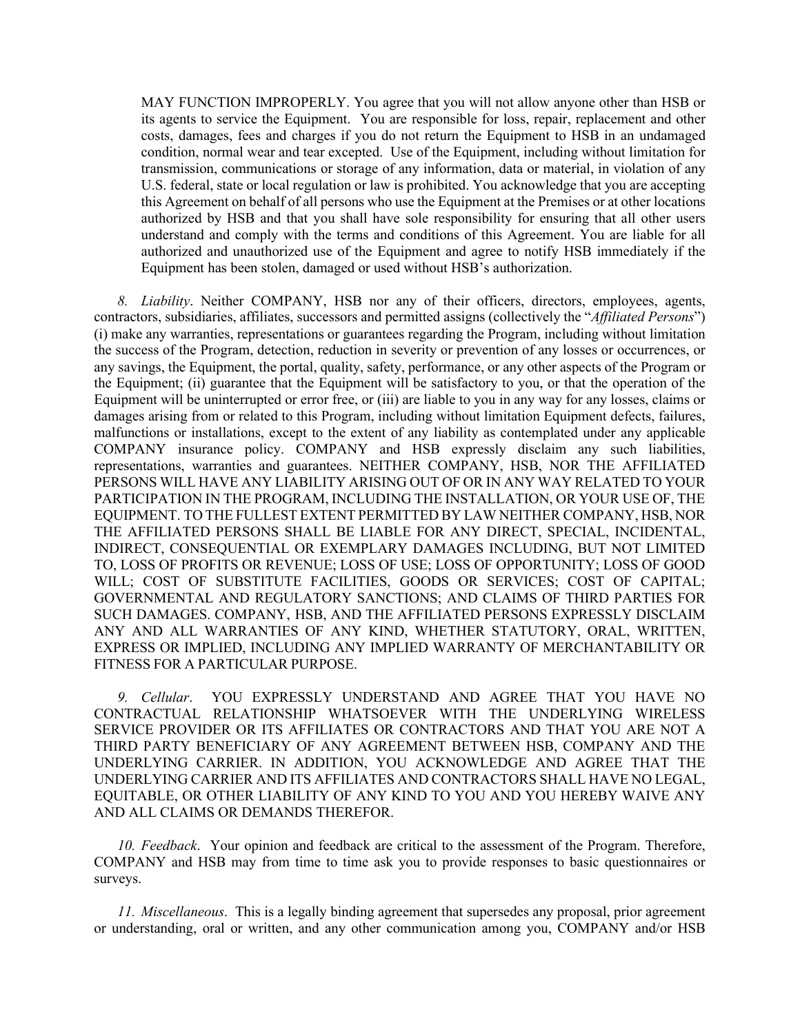MAY FUNCTION IMPROPERLY. You agree that you will not allow anyone other than HSB or its agents to service the Equipment. You are responsible for loss, repair, replacement and other costs, damages, fees and charges if you do not return the Equipment to HSB in an undamaged condition, normal wear and tear excepted. Use of the Equipment, including without limitation for transmission, communications or storage of any information, data or material, in violation of any U.S. federal, state or local regulation or law is prohibited. You acknowledge that you are accepting this Agreement on behalf of all persons who use the Equipment at the Premises or at other locations authorized by HSB and that you shall have sole responsibility for ensuring that all other users understand and comply with the terms and conditions of this Agreement. You are liable for all authorized and unauthorized use of the Equipment and agree to notify HSB immediately if the Equipment has been stolen, damaged or used without HSB's authorization.

*8. Liability*. Neither COMPANY, HSB nor any of their officers, directors, employees, agents, contractors, subsidiaries, affiliates, successors and permitted assigns (collectively the "*Affiliated Persons*") (i) make any warranties, representations or guarantees regarding the Program, including without limitation the success of the Program, detection, reduction in severity or prevention of any losses or occurrences, or any savings, the Equipment, the portal, quality, safety, performance, or any other aspects of the Program or the Equipment; (ii) guarantee that the Equipment will be satisfactory to you, or that the operation of the Equipment will be uninterrupted or error free, or (iii) are liable to you in any way for any losses, claims or damages arising from or related to this Program, including without limitation Equipment defects, failures, malfunctions or installations, except to the extent of any liability as contemplated under any applicable COMPANY insurance policy. COMPANY and HSB expressly disclaim any such liabilities, representations, warranties and guarantees. NEITHER COMPANY, HSB, NOR THE AFFILIATED PERSONS WILL HAVE ANY LIABILITY ARISING OUT OF OR IN ANY WAY RELATED TO YOUR PARTICIPATION IN THE PROGRAM, INCLUDING THE INSTALLATION, OR YOUR USE OF, THE EQUIPMENT. TO THE FULLEST EXTENT PERMITTED BY LAW NEITHER COMPANY, HSB, NOR THE AFFILIATED PERSONS SHALL BE LIABLE FOR ANY DIRECT, SPECIAL, INCIDENTAL, INDIRECT, CONSEQUENTIAL OR EXEMPLARY DAMAGES INCLUDING, BUT NOT LIMITED TO, LOSS OF PROFITS OR REVENUE; LOSS OF USE; LOSS OF OPPORTUNITY; LOSS OF GOOD WILL; COST OF SUBSTITUTE FACILITIES, GOODS OR SERVICES; COST OF CAPITAL; GOVERNMENTAL AND REGULATORY SANCTIONS; AND CLAIMS OF THIRD PARTIES FOR SUCH DAMAGES. COMPANY, HSB, AND THE AFFILIATED PERSONS EXPRESSLY DISCLAIM ANY AND ALL WARRANTIES OF ANY KIND, WHETHER STATUTORY, ORAL, WRITTEN, EXPRESS OR IMPLIED, INCLUDING ANY IMPLIED WARRANTY OF MERCHANTABILITY OR FITNESS FOR A PARTICULAR PURPOSE.

*9. Cellular*. YOU EXPRESSLY UNDERSTAND AND AGREE THAT YOU HAVE NO CONTRACTUAL RELATIONSHIP WHATSOEVER WITH THE UNDERLYING WIRELESS SERVICE PROVIDER OR ITS AFFILIATES OR CONTRACTORS AND THAT YOU ARE NOT A THIRD PARTY BENEFICIARY OF ANY AGREEMENT BETWEEN HSB, COMPANY AND THE UNDERLYING CARRIER. IN ADDITION, YOU ACKNOWLEDGE AND AGREE THAT THE UNDERLYING CARRIER AND ITS AFFILIATES AND CONTRACTORS SHALL HAVE NO LEGAL, EQUITABLE, OR OTHER LIABILITY OF ANY KIND TO YOU AND YOU HEREBY WAIVE ANY AND ALL CLAIMS OR DEMANDS THEREFOR.

*10. Feedback*. Your opinion and feedback are critical to the assessment of the Program. Therefore, COMPANY and HSB may from time to time ask you to provide responses to basic questionnaires or surveys.

*11. Miscellaneous*. This is a legally binding agreement that supersedes any proposal, prior agreement or understanding, oral or written, and any other communication among you, COMPANY and/or HSB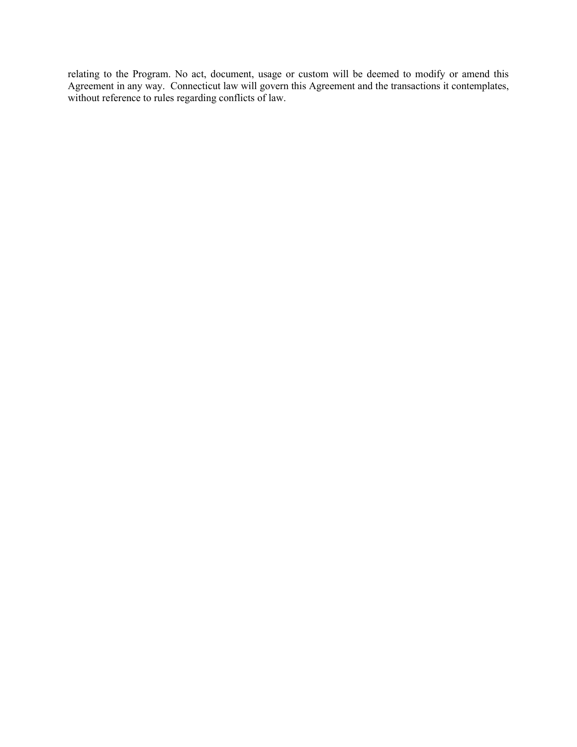relating to the Program. No act, document, usage or custom will be deemed to modify or amend this Agreement in any way. Connecticut law will govern this Agreement and the transactions it contemplates, without reference to rules regarding conflicts of law.